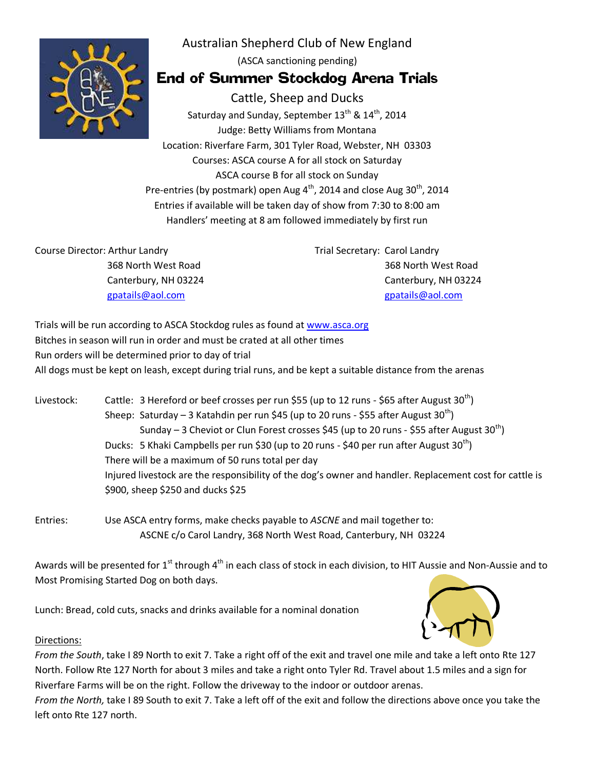Australian Shepherd Club of New England

(ASCA sanctioning pending)

# End of Summer Stockdog Arena Trials

Cattle, Sheep and Ducks

Saturday and Sunday, September 13th & 14th, 2014

Judge: Betty Williams from Montana

Location: Riverfare Farm, 301 Tyler Road, Webster, NH 03303

Courses: ASCA course A for all stock on Saturday

ASCA course B for all stock on Sunday

Pre-entries (by postmark) open Aug 4th, 2014 and close Aug 30th, 2014

Entries if available will be taken day of show from 7:30 to 8:00 am

Handlers' meeting at 8 am followed immediately by first run

Course Director: Arthur Landry
368 North West Road
Canterbury, NH 03224
gpatails@aol.com

Trial Secretary: Carol Landry
368 North West Road
Canterbury, NH 03224
gpatails@aol.com

Trials will be run according to ASCA Stockdog rules as found at www.asca.org
Bitches in season will run in order and must be crated at all other times
Run orders will be determined prior to day of trial
All dogs must be kept on leash, except during trial runs, and be kept a suitable distance from the arenas

Livestock:
- Cattle: 3 Hereford or beef crosses per run $55 (up to 12 runs - $65 after August 30th)
- Sheep: Saturday – 3 Katahdin per run $45 (up to 20 runs - $55 after August 30th)
  Sunday – 3 Cheviot or Clun Forest crosses $45 (up to 20 runs - $55 after August 30th)
- Ducks: 5 Khaki Campbells per run $30 (up to 20 runs - $40 per run after August 30th)

There will be a maximum of 50 runs total per day
Injured livestock are the responsibility of the dog's owner and handler. Replacement cost for cattle is $900, sheep $250 and ducks $25

Entries: Use ASCA entry forms, make checks payable to *ASCNE* and mail together to:
ASCNE c/o Carol Landry, 368 North West Road, Canterbury, NH 03224

Awards will be presented for 1st through 4th in each class of stock in each division, to HIT Aussie and Non-Aussie and to Most Promising Started Dog on both days.

Lunch: Bread, cold cuts, snacks and drinks available for a nominal donation

Directions:

*From the South*, take I 89 North to exit 7. Take a right off of the exit and travel one mile and take a left onto Rte 127 North. Follow Rte 127 North for about 3 miles and take a right onto Tyler Rd. Travel about 1.5 miles and a sign for Riverfare Farms will be on the right. Follow the driveway to the indoor or outdoor arenas.
*From the North,* take I 89 South to exit 7. Take a left off of the exit and follow the directions above once you take the left onto Rte 127 north.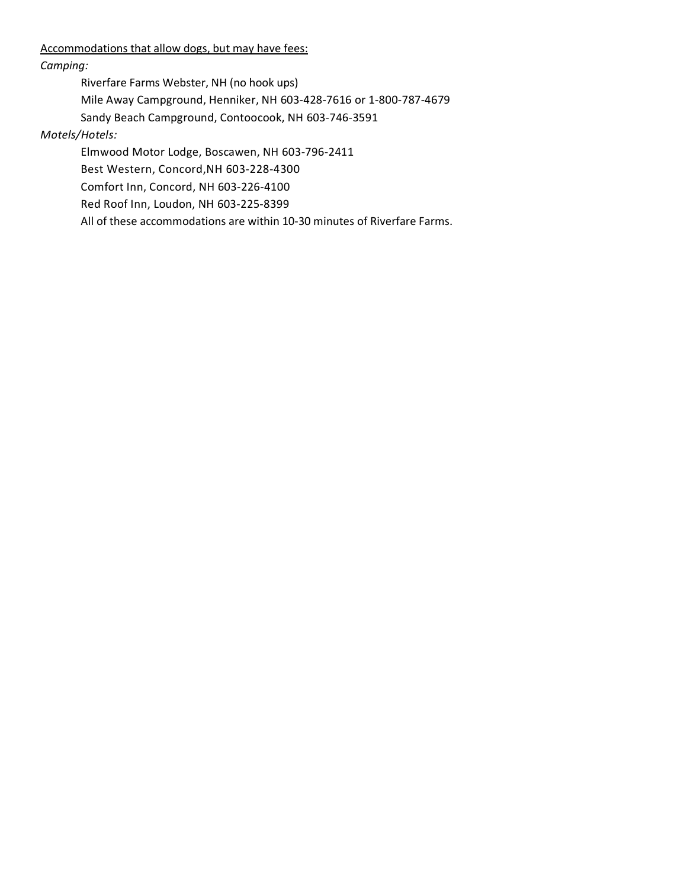<u>Accommodations that allow dogs, but may have fees:</u>

*Camping:*

Riverfare Farms Webster, NH (no hook ups)

Mile Away Campground, Henniker, NH 603-428-7616 or 1-800-787-4679

Sandy Beach Campground, Contoocook, NH 603-746-3591

*Motels/Hotels:*

Elmwood Motor Lodge, Boscawen, NH 603-796-2411

Best Western, Concord,NH 603-228-4300

Comfort Inn, Concord, NH 603-226-4100

Red Roof Inn, Loudon, NH 603-225-8399

All of these accommodations are within 10-30 minutes of Riverfare Farms.